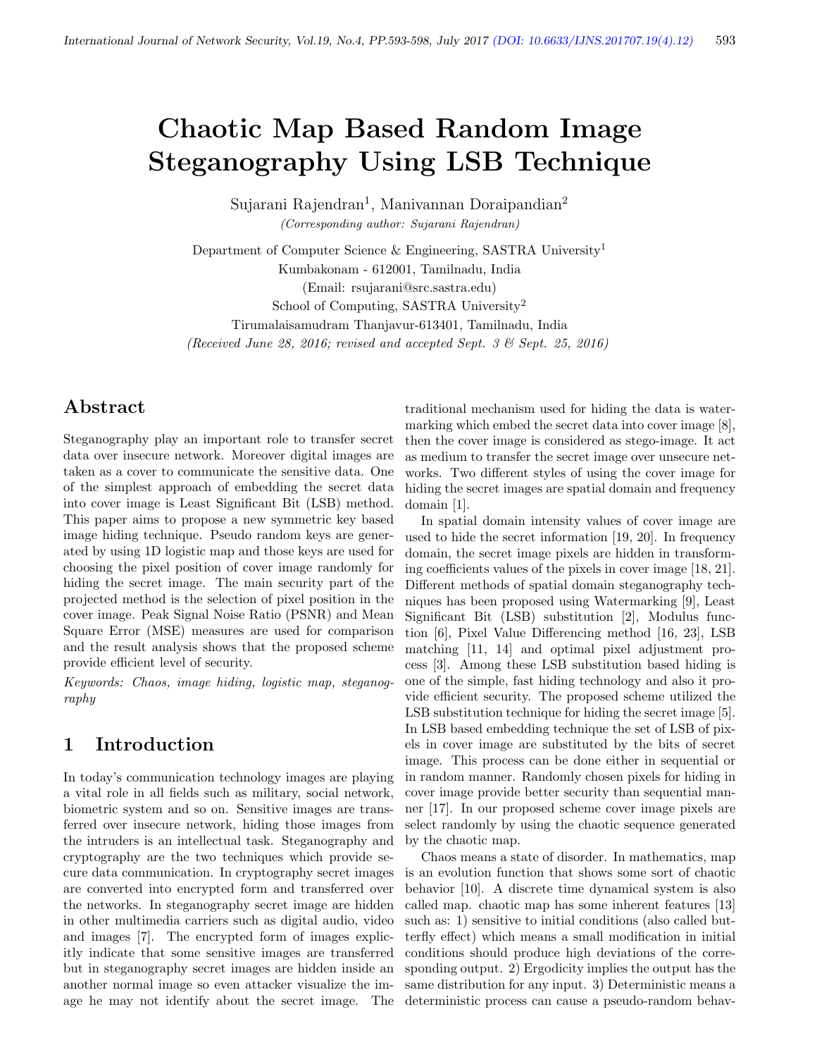# Chaotic Map Based Random Image Steganography Using LSB Technique

Sujarani Rajendran[1], Manivannan Doraipandian[2]

*(Corresponding author: Sujarani Rajendran)*

Department of Computer Science & Engineering, SASTRA University[1]

Kumbakonam - 612001, Tamilnadu, India

(Email: rsujarani@src.sastra.edu)

School of Computing, SASTRA University[2]

Tirumalaisamudram Thanjavur-613401, Tamilnadu, India

*(Received June 28, 2016; revised and accepted Sept. 3 & Sept. 25, 2016)*

## Abstract

Steganography play an important role to transfer secret data over insecure network. Moreover digital images are taken as a cover to communicate the sensitive data. One of the simplest approach of embedding the secret data into cover image is Least Significant Bit (LSB) method. This paper aims to propose a new symmetric key based image hiding technique. Pseudo random keys are generated by using 1D logistic map and those keys are used for choosing the pixel position of cover image randomly for hiding the secret image. The main security part of the projected method is the selection of pixel position in the cover image. Peak Signal Noise Ratio (PSNR) and Mean Square Error (MSE) measures are used for comparison and the result analysis shows that the proposed scheme provide efficient level of security.

*Keywords: Chaos, image hiding, logistic map, steganography*

## 1 Introduction

In today's communication technology images are playing a vital role in all fields such as military, social network, biometric system and so on. Sensitive images are transferred over insecure network, hiding those images from the intruders is an intellectual task. Steganography and cryptography are the two techniques which provide secure data communication. In cryptography secret images are converted into encrypted form and transferred over the networks. In steganography secret image are hidden in other multimedia carriers such as digital audio, video and images [7]. The encrypted form of images explicitly indicate that some sensitive images are transferred but in steganography secret images are hidden inside an another normal image so even attacker visualize the image he may not identify about the secret image. The traditional mechanism used for hiding the data is watermarking which embed the secret data into cover image [8], then the cover image is considered as stego-image. It act as medium to transfer the secret image over unsecure networks. Two different styles of using the cover image for hiding the secret images are spatial domain and frequency domain [1].

In spatial domain intensity values of cover image are used to hide the secret information [19, 20]. In frequency domain, the secret image pixels are hidden in transforming coefficients values of the pixels in cover image [18, 21]. Different methods of spatial domain steganography techniques has been proposed using Watermarking [9], Least Significant Bit (LSB) substitution [2], Modulus function [6], Pixel Value Differencing method [16, 23], LSB matching [11, 14] and optimal pixel adjustment process [3]. Among these LSB substitution based hiding is one of the simple, fast hiding technology and also it provide efficient security. The proposed scheme utilized the LSB substitution technique for hiding the secret image [5]. In LSB based embedding technique the set of LSB of pixels in cover image are substituted by the bits of secret image. This process can be done either in sequential or in random manner. Randomly chosen pixels for hiding in cover image provide better security than sequential manner [17]. In our proposed scheme cover image pixels are select randomly by using the chaotic sequence generated by the chaotic map.

Chaos means a state of disorder. In mathematics, map is an evolution function that shows some sort of chaotic behavior [10]. A discrete time dynamical system is also called map. chaotic map has some inherent features [13] such as: 1) sensitive to initial conditions (also called butterfly effect) which means a small modification in initial conditions should produce high deviations of the corresponding output. 2) Ergodicity implies the output has the same distribution for any input. 3) Deterministic means a deterministic process can cause a pseudo-random behav-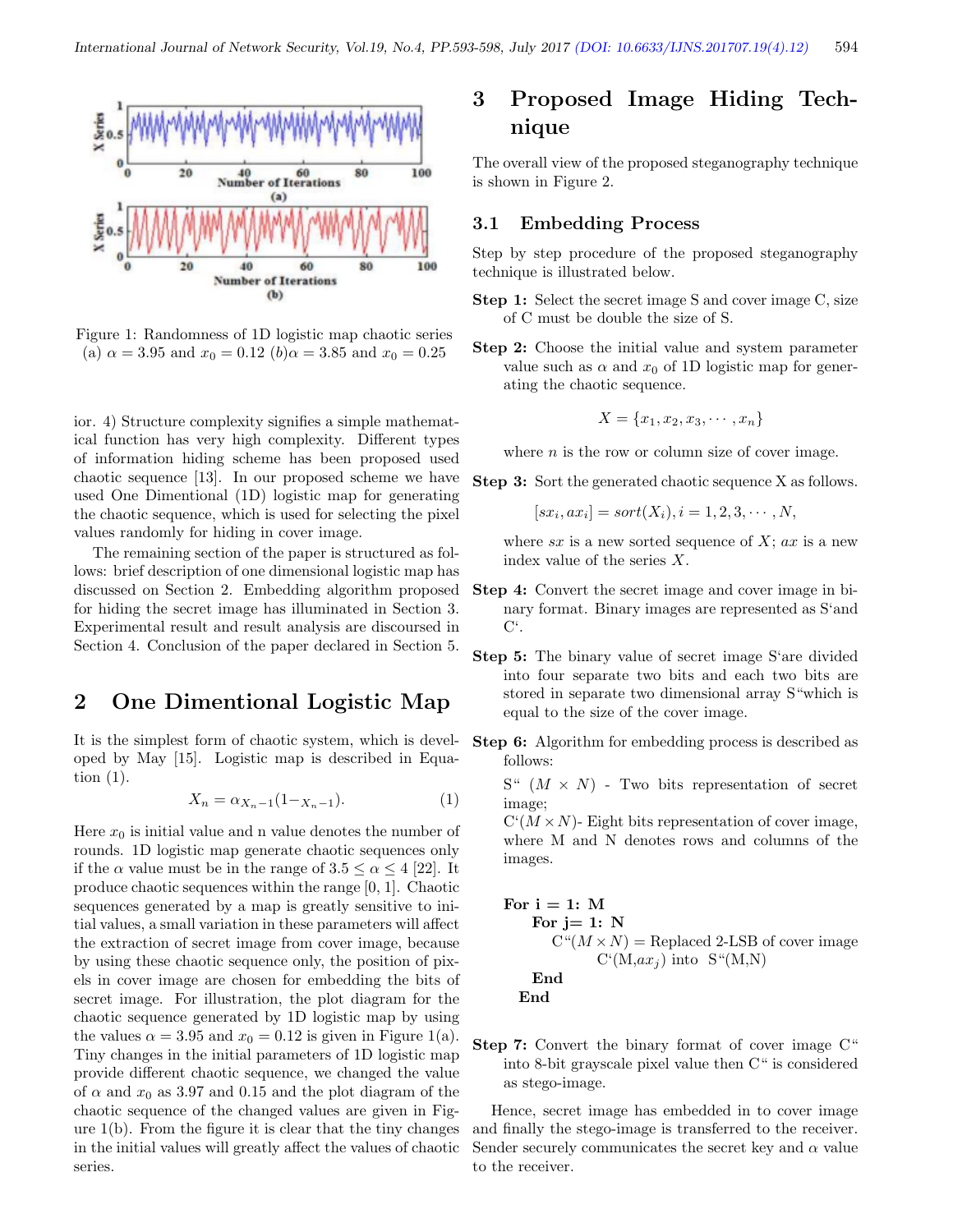Figure 1: Randomness of 1D logistic map chaotic series (a) $\alpha = 3.95$ and $x_0 = 0.12$ (b)$\alpha = 3.85$ and $x_0 = 0.25$

ior. 4) Structure complexity signifies a simple mathematical function has very high complexity. Different types of information hiding scheme has been proposed used chaotic sequence [13]. In our proposed scheme we have used One Dimentional (1D) logistic map for generating the chaotic sequence, which is used for selecting the pixel values randomly for hiding in cover image.

The remaining section of the paper is structured as follows: brief description of one dimensional logistic map has discussed on Section 2. Embedding algorithm proposed for hiding the secret image has illuminated in Section 3. Experimental result and result analysis are discoursed in Section 4. Conclusion of the paper declared in Section 5.

## 2 One Dimentional Logistic Map

It is the simplest form of chaotic system, which is developed by May [15]. Logistic map is described in Equation (1).

$$X_n = \alpha_{X_n-1}(1-_{X_n-1}). \quad (1)$$

Here $x_0$ is initial value and n value denotes the number of rounds. 1D logistic map generate chaotic sequences only if the $\alpha$ value must be in the range of $3.5 \leq \alpha \leq 4$ [22]. It produce chaotic sequences within the range [0, 1]. Chaotic sequences generated by a map is greatly sensitive to initial values, a small variation in these parameters will affect the extraction of secret image from cover image, because by using these chaotic sequence only, the position of pixels in cover image are chosen for embedding the bits of secret image. For illustration, the plot diagram for the chaotic sequence generated by 1D logistic map by using the values $\alpha = 3.95$ and $x_0 = 0.12$ is given in Figure 1(a). Tiny changes in the initial parameters of 1D logistic map provide different chaotic sequence, we changed the value of $\alpha$ and $x_0$ as 3.97 and 0.15 and the plot diagram of the chaotic sequence of the changed values are given in Figure 1(b). From the figure it is clear that the tiny changes in the initial values will greatly affect the values of chaotic series.

## 3 Proposed Image Hiding Technique

The overall view of the proposed steganography technique is shown in Figure 2.

### 3.1 Embedding Process

Step by step procedure of the proposed steganography technique is illustrated below.

**Step 1:** Select the secret image S and cover image C, size of C must be double the size of S.

**Step 2:** Choose the initial value and system parameter value such as $\alpha$ and $x_0$ of 1D logistic map for generating the chaotic sequence.

$$X = \{x_1, x_2, x_3, \cdots, x_n\}$$

where $n$ is the row or column size of cover image.

**Step 3:** Sort the generated chaotic sequence X as follows.

$$[sx_i, ax_i] = sort(X_i), i = 1, 2, 3, \cdots, N,$$

where $sx$ is a new sorted sequence of $X$; $ax$ is a new index value of the series $X$.

**Step 4:** Convert the secret image and cover image in binary format. Binary images are represented as S'and C'.

**Step 5:** The binary value of secret image S'are divided into four separate two bits and each two bits are stored in separate two dimensional array S"which is equal to the size of the cover image.

**Step 6:** Algorithm for embedding process is described as follows:

S" $(M \times N)$ - Two bits representation of secret image;
C'$(M \times N)$- Eight bits representation of cover image, where M and N denotes rows and columns of the images.

```
For i = 1: M
   For j= 1: N
      C"(M×N) = Replaced 2-LSB of cover image
          C'(M,ax_j) into  S"(M,N)
   End
End
```

**Step 7:** Convert the binary format of cover image C" into 8-bit grayscale pixel value then C" is considered as stego-image.

Hence, secret image has embedded in to cover image and finally the stego-image is transferred to the receiver. Sender securely communicates the secret key and $\alpha$ value to the receiver.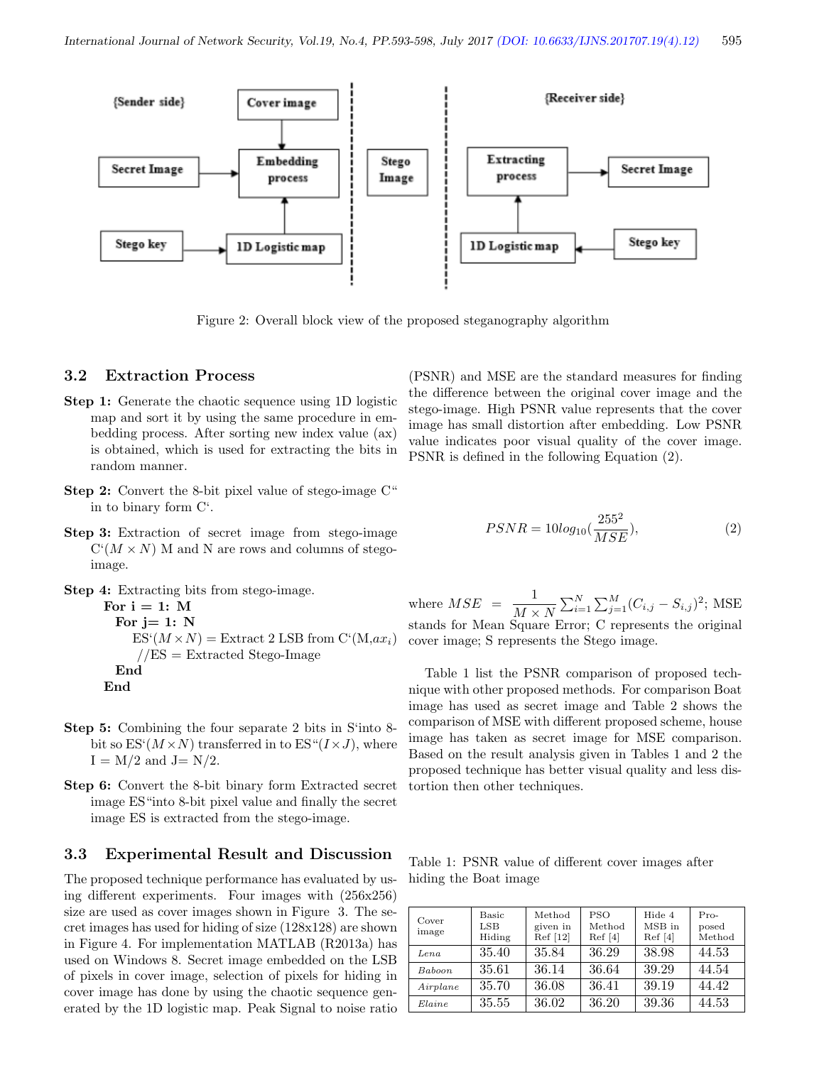Figure 2: Overall block view of the proposed steganography algorithm

### 3.2 Extraction Process

**Step 1:** Generate the chaotic sequence using 1D logistic map and sort it by using the same procedure in embedding process. After sorting new index value (ax) is obtained, which is used for extracting the bits in random manner.

**Step 2:** Convert the 8-bit pixel value of stego-image C" in to binary form C'.

**Step 3:** Extraction of secret image from stego-image C'$(M \times N)$ M and N are rows and columns of stego-image.

**Step 4:** Extracting bits from stego-image.

```
For i = 1: M
  For j= 1: N
    ES'(M×N) = Extract 2 LSB from C'(M,ax_i)
    //ES = Extracted Stego-Image
  End
End
```

**Step 5:** Combining the four separate 2 bits in S'into 8-bit so ES'$(M \times N)$ transferred in to ES"$(I \times J)$, where I = M/2 and J= N/2.

**Step 6:** Convert the 8-bit binary form Extracted secret image ES"into 8-bit pixel value and finally the secret image ES is extracted from the stego-image.

### 3.3 Experimental Result and Discussion

The proposed technique performance has evaluated by using different experiments. Four images with (256x256) size are used as cover images shown in Figure 3. The secret images has used for hiding of size (128x128) are shown in Figure 4. For implementation MATLAB (R2013a) has used on Windows 8. Secret image embedded on the LSB of pixels in cover image, selection of pixels for hiding in cover image has done by using the chaotic sequence generated by the 1D logistic map. Peak Signal to noise ratio (PSNR) and MSE are the standard measures for finding the difference between the original cover image and the stego-image. High PSNR value represents that the cover image has small distortion after embedding. Low PSNR value indicates poor visual quality of the cover image. PSNR is defined in the following Equation (2).

$$PSNR = 10log_{10}(\frac{255^2}{MSE}), \quad (2)$$

where $MSE = \frac{1}{M \times N} \sum_{i=1}^{N} \sum_{j=1}^{M} (C_{i,j} - S_{i,j})^2$; MSE stands for Mean Square Error; C represents the original cover image; S represents the Stego image.

Table 1 list the PSNR comparison of proposed technique with other proposed methods. For comparison Boat image has used as secret image and Table 2 shows the comparison of MSE with different proposed scheme, house image has taken as secret image for MSE comparison. Based on the result analysis given in Tables 1 and 2 the proposed technique has better visual quality and less distortion then other techniques.

Table 1: PSNR value of different cover images after hiding the Boat image

| Cover image | Basic LSB Hiding | Method given in Ref [12] | PSO Method Ref [4] | Hide 4 MSB in Ref [4] | Proposed Method |
|---|---|---|---|---|---|
| *Lena* | 35.40 | 35.84 | 36.29 | 38.98 | 44.53 |
| *Baboon* | 35.61 | 36.14 | 36.64 | 39.29 | 44.54 |
| *Airplane* | 35.70 | 36.08 | 36.41 | 39.19 | 44.42 |
| *Elaine* | 35.55 | 36.02 | 36.20 | 39.36 | 44.53 |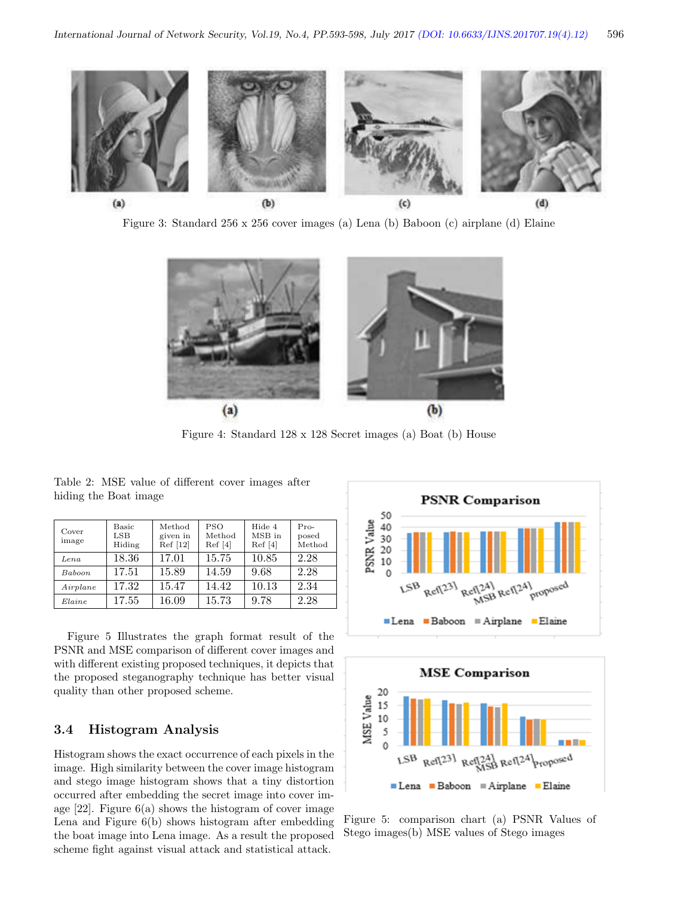Figure 3: Standard 256 x 256 cover images (a) Lena (b) Baboon (c) airplane (d) Elaine

Figure 4: Standard 128 x 128 Secret images (a) Boat (b) House

Table 2: MSE value of different cover images after hiding the Boat image

| Cover image | Basic LSB Hiding | Method given in Ref [12] | PSO Method Ref [4] | Hide 4 MSB in Ref [4] | Proposed Method |
|---|---|---|---|---|---|
| *Lena* | 18.36 | 17.01 | 15.75 | 10.85 | 2.28 |
| *Baboon* | 17.51 | 15.89 | 14.59 | 9.68 | 2.28 |
| *Airplane* | 17.32 | 15.47 | 14.42 | 10.13 | 2.34 |
| *Elaine* | 17.55 | 16.09 | 15.73 | 9.78 | 2.28 |

Figure 5 Illustrates the graph format result of the PSNR and MSE comparison of different cover images and with different existing proposed techniques, it depicts that the proposed steganography technique has better visual quality than other proposed scheme.

Figure 5: comparison chart (a) PSNR Values of Stego images(b) MSE values of Stego images

### 3.4 Histogram Analysis

Histogram shows the exact occurrence of each pixels in the image. High similarity between the cover image histogram and stego image histogram shows that a tiny distortion occurred after embedding the secret image into cover image [22]. Figure 6(a) shows the histogram of cover image Lena and Figure 6(b) shows histogram after embedding the boat image into Lena image. As a result the proposed scheme fight against visual attack and statistical attack.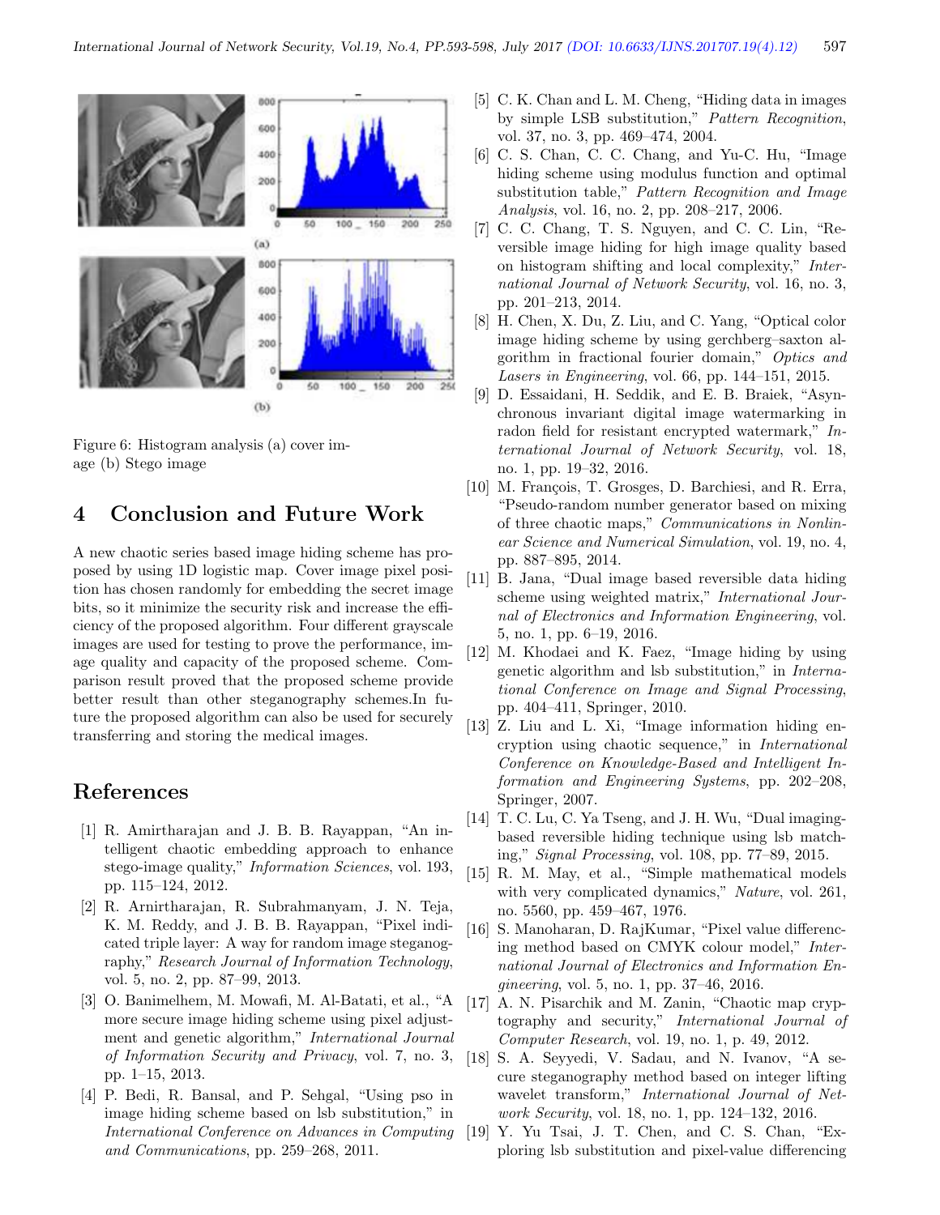Figure 6: Histogram analysis (a) cover image (b) Stego image

## 4 Conclusion and Future Work

A new chaotic series based image hiding scheme has proposed by using 1D logistic map. Cover image pixel position has chosen randomly for embedding the secret image bits, so it minimize the security risk and increase the efficiency of the proposed algorithm. Four different grayscale images are used for testing to prove the performance, image quality and capacity of the proposed scheme. Comparison result proved that the proposed scheme provide better result than other steganography schemes.In future the proposed algorithm can also be used for securely transferring and storing the medical images.

## References

[1] R. Amirtharajan and J. B. B. Rayappan, "An intelligent chaotic embedding approach to enhance stego-image quality," *Information Sciences*, vol. 193, pp. 115–124, 2012.

[2] R. Arnirtharajan, R. Subrahmanyam, J. N. Teja, K. M. Reddy, and J. B. B. Rayappan, "Pixel indicated triple layer: A way for random image steganography," *Research Journal of Information Technology*, vol. 5, no. 2, pp. 87–99, 2013.

[3] O. Banimelhem, M. Mowafi, M. Al-Batati, et al., "A more secure image hiding scheme using pixel adjustment and genetic algorithm," *International Journal of Information Security and Privacy*, vol. 7, no. 3, pp. 1–15, 2013.

[4] P. Bedi, R. Bansal, and P. Sehgal, "Using pso in image hiding scheme based on lsb substitution," in *International Conference on Advances in Computing and Communications*, pp. 259–268, 2011.

[5] C. K. Chan and L. M. Cheng, "Hiding data in images by simple LSB substitution," *Pattern Recognition*, vol. 37, no. 3, pp. 469–474, 2004.

[6] C. S. Chan, C. C. Chang, and Yu-C. Hu, "Image hiding scheme using modulus function and optimal substitution table," *Pattern Recognition and Image Analysis*, vol. 16, no. 2, pp. 208–217, 2006.

[7] C. C. Chang, T. S. Nguyen, and C. C. Lin, "Reversible image hiding for high image quality based on histogram shifting and local complexity," *International Journal of Network Security*, vol. 16, no. 3, pp. 201–213, 2014.

[8] H. Chen, X. Du, Z. Liu, and C. Yang, "Optical color image hiding scheme by using gerchberg–saxton algorithm in fractional fourier domain," *Optics and Lasers in Engineering*, vol. 66, pp. 144–151, 2015.

[9] D. Essaidani, H. Seddik, and E. B. Braiek, "Asynchronous invariant digital image watermarking in radon field for resistant encrypted watermark," *International Journal of Network Security*, vol. 18, no. 1, pp. 19–32, 2016.

[10] M. François, T. Grosges, D. Barchiesi, and R. Erra, "Pseudo-random number generator based on mixing of three chaotic maps," *Communications in Nonlinear Science and Numerical Simulation*, vol. 19, no. 4, pp. 887–895, 2014.

[11] B. Jana, "Dual image based reversible data hiding scheme using weighted matrix," *International Journal of Electronics and Information Engineering*, vol. 5, no. 1, pp. 6–19, 2016.

[12] M. Khodaei and K. Faez, "Image hiding by using genetic algorithm and lsb substitution," in *International Conference on Image and Signal Processing*, pp. 404–411, Springer, 2010.

[13] Z. Liu and L. Xi, "Image information hiding encryption using chaotic sequence," in *International Conference on Knowledge-Based and Intelligent Information and Engineering Systems*, pp. 202–208, Springer, 2007.

[14] T. C. Lu, C. Ya Tseng, and J. H. Wu, "Dual imaging-based reversible hiding technique using lsb matching," *Signal Processing*, vol. 108, pp. 77–89, 2015.

[15] R. M. May, et al., "Simple mathematical models with very complicated dynamics," *Nature*, vol. 261, no. 5560, pp. 459–467, 1976.

[16] S. Manoharan, D. RajKumar, "Pixel value differencing method based on CMYK colour model," *International Journal of Electronics and Information Engineering*, vol. 5, no. 1, pp. 37–46, 2016.

[17] A. N. Pisarchik and M. Zanin, "Chaotic map cryptography and security," *International Journal of Computer Research*, vol. 19, no. 1, p. 49, 2012.

[18] S. A. Seyyedi, V. Sadau, and N. Ivanov, "A secure steganography method based on integer lifting wavelet transform," *International Journal of Network Security*, vol. 18, no. 1, pp. 124–132, 2016.

[19] Y. Yu Tsai, J. T. Chen, and C. S. Chan, "Exploring lsb substitution and pixel-value differencing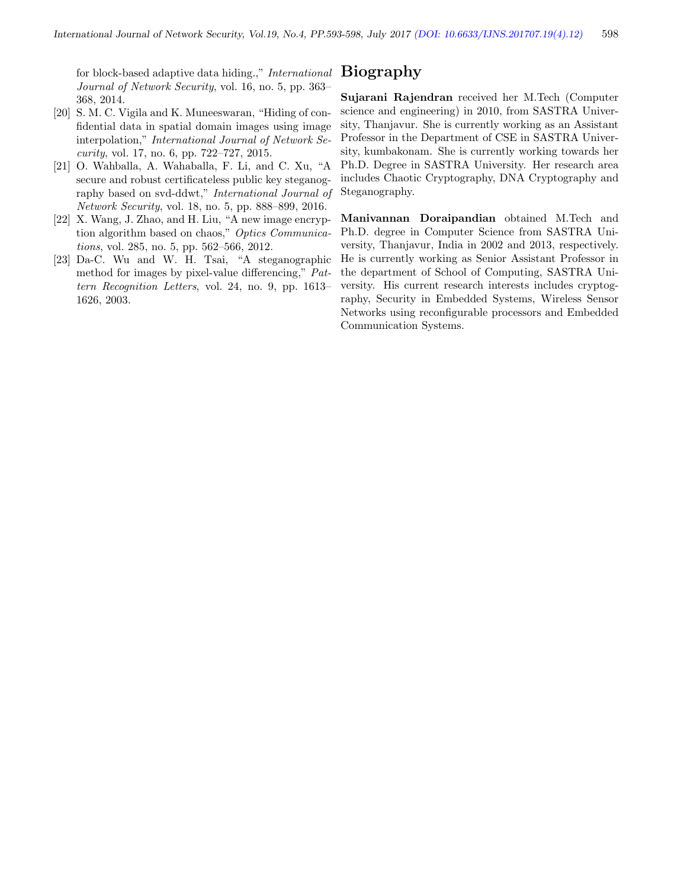for block-based adaptive data hiding.," *International Journal of Network Security*, vol. 16, no. 5, pp. 363–368, 2014.

[20] S. M. C. Vigila and K. Muneeswaran, "Hiding of confidential data in spatial domain images using image interpolation," *International Journal of Network Security*, vol. 17, no. 6, pp. 722–727, 2015.

[21] O. Wahballa, A. Wahaballa, F. Li, and C. Xu, "A secure and robust certificateless public key steganography based on svd-ddwt," *International Journal of Network Security*, vol. 18, no. 5, pp. 888–899, 2016.

[22] X. Wang, J. Zhao, and H. Liu, "A new image encryption algorithm based on chaos," *Optics Communications*, vol. 285, no. 5, pp. 562–566, 2012.

[23] Da-C. Wu and W. H. Tsai, "A steganographic method for images by pixel-value differencing," *Pattern Recognition Letters*, vol. 24, no. 9, pp. 1613–1626, 2003.

# Biography

**Sujarani Rajendran** received her M.Tech (Computer science and engineering) in 2010, from SASTRA University, Thanjavur. She is currently working as an Assistant Professor in the Department of CSE in SASTRA University, kumbakonam. She is currently working towards her Ph.D. Degree in SASTRA University. Her research area includes Chaotic Cryptography, DNA Cryptography and Steganography.

**Manivannan Doraipandian** obtained M.Tech and Ph.D. degree in Computer Science from SASTRA University, Thanjavur, India in 2002 and 2013, respectively. He is currently working as Senior Assistant Professor in the department of School of Computing, SASTRA University. His current research interests includes cryptography, Security in Embedded Systems, Wireless Sensor Networks using reconfigurable processors and Embedded Communication Systems.